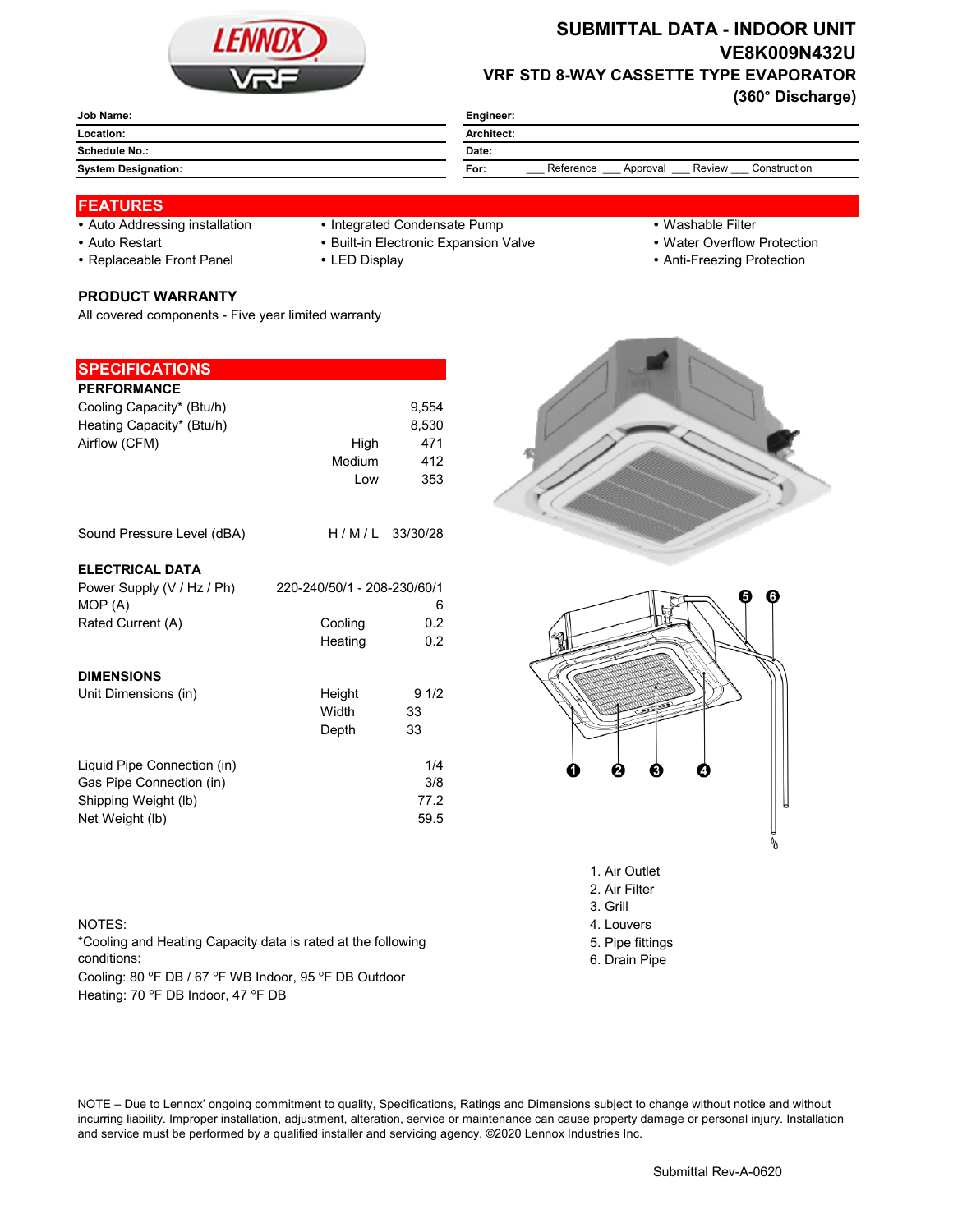# SUBMITTAL DATA - INDOOR UNIT
## VE8K009N432U
## VRF STD 8-WAY CASSETTE TYPE EVAPORATOR (360° Discharge)

| | |
|---|---|
| **Job Name:** | **Engineer:** |
| **Location:** | **Architect:** |
| **Schedule No.:** | **Date:** |
| **System Designation:** | **For:** ___ Reference ___ Approval ___ Review ___ Construction |

## FEATURES

- Auto Addressing installation
- Auto Restart
- Replaceable Front Panel
- Integrated Condensate Pump
- Built-in Electronic Expansion Valve
- LED Display
- Washable Filter
- Water Overflow Protection
- Anti-Freezing Protection

### PRODUCT WARRANTY

All covered components - Five year limited warranty

## SPECIFICATIONS

### PERFORMANCE

| | | |
|---|---|---|
| Cooling Capacity* (Btu/h) | | 9,554 |
| Heating Capacity* (Btu/h) | | 8,530 |
| Airflow (CFM) | High | 471 |
| | Medium | 412 |
| | Low | 353 |
| Sound Pressure Level (dBA) | H / M / L | 33/30/28 |

### ELECTRICAL DATA

| | | |
|---|---|---|
| Power Supply (V / Hz / Ph) | | 220-240/50/1 - 208-230/60/1 |
| MOP (A) | | 6 |
| Rated Current (A) | Cooling | 0.2 |
| | Heating | 0.2 |

### DIMENSIONS

| | | |
|---|---|---|
| Unit Dimensions (in) | Height | 9 1/2 |
| | Width | 33 |
| | Depth | 33 |
| Liquid Pipe Connection (in) | | 1/4 |
| Gas Pipe Connection (in) | | 3/8 |
| Shipping Weight (lb) | | 77.2 |
| Net Weight (lb) | | 59.5 |

1. Air Outlet
2. Air Filter
3. Grill
4. Louvers
5. Pipe fittings
6. Drain Pipe

NOTES:

*Cooling and Heating Capacity data is rated at the following conditions:

Cooling: 80 °F DB / 67 °F WB Indoor, 95 °F DB Outdoor

Heating: 70 °F DB Indoor, 47 °F DB

NOTE – Due to Lennox' ongoing commitment to quality, Specifications, Ratings and Dimensions subject to change without notice and without incurring liability. Improper installation, adjustment, alteration, service or maintenance can cause property damage or personal injury. Installation and service must be performed by a qualified installer and servicing agency. ©2020 Lennox Industries Inc.

Submittal Rev-A-0620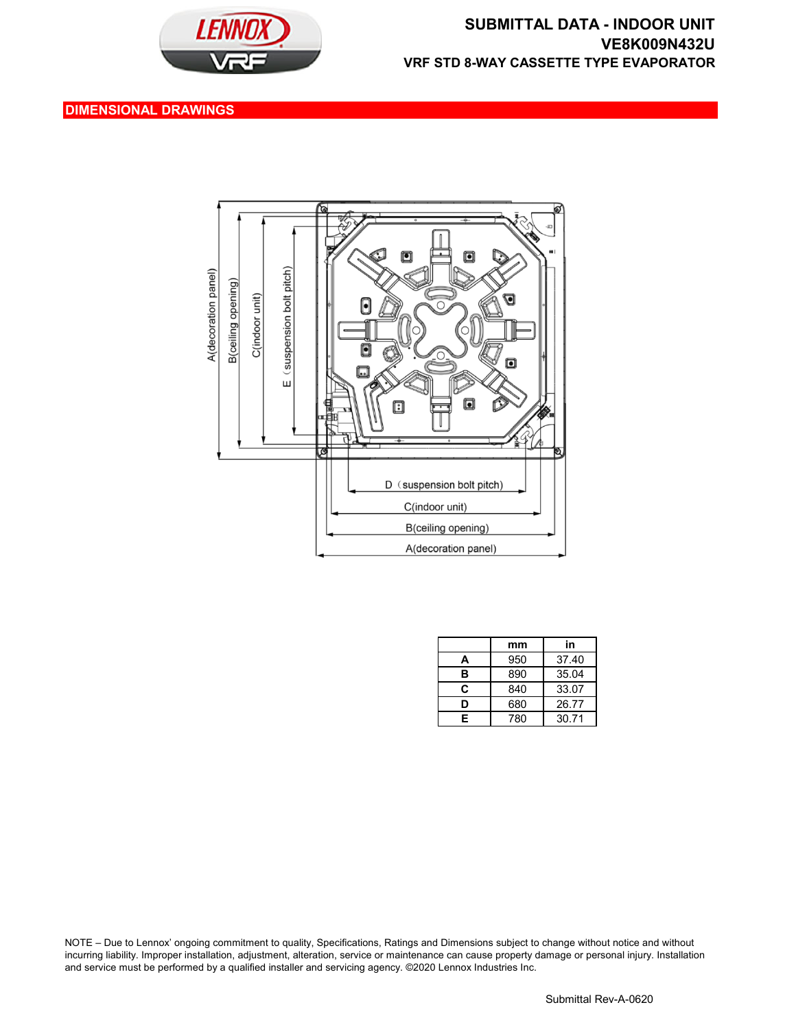# SUBMITTAL DATA - INDOOR UNIT

## VE8K009N432U

### VRF STD 8-WAY CASSETTE TYPE EVAPORATOR

## DIMENSIONAL DRAWINGS

A(decoration panel)

B(ceiling opening)

C(indoor unit)

E（suspension bolt pitch)

D（suspension bolt pitch)

C(indoor unit)

B(ceiling opening)

A(decoration panel)

| | mm | in |
|---|---|---|
| **A** | 950 | 37.40 |
| **B** | 890 | 35.04 |
| **C** | 840 | 33.07 |
| **D** | 680 | 26.77 |
| **E** | 780 | 30.71 |

NOTE – Due to Lennox' ongoing commitment to quality, Specifications, Ratings and Dimensions subject to change without notice and without incurring liability. Improper installation, adjustment, alteration, service or maintenance can cause property damage or personal injury. Installation and service must be performed by a qualified installer and servicing agency. ©2020 Lennox Industries Inc.

Submittal Rev-A-0620